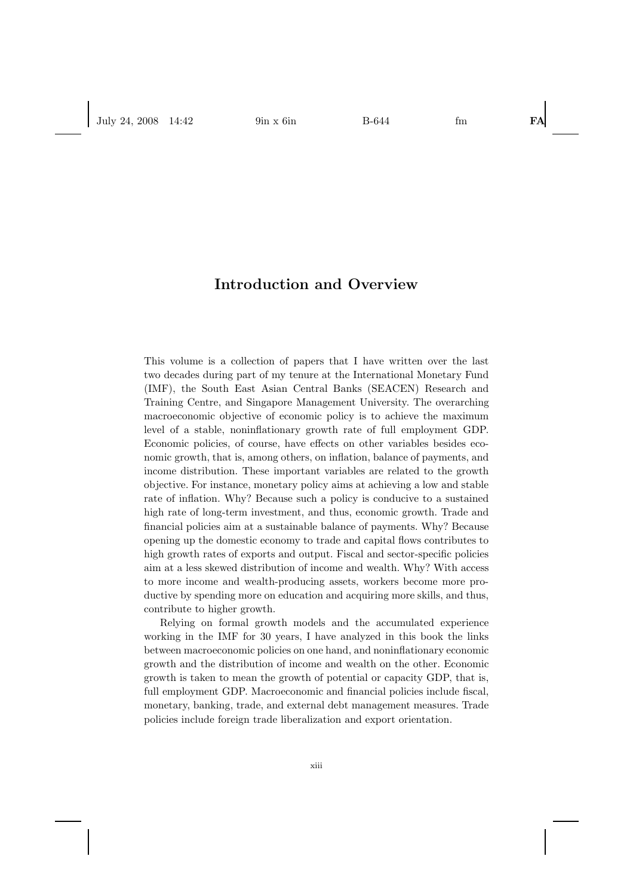# Introduction and Overview

This volume is a collection of papers that I have written over the last two decades during part of my tenure at the International Monetary Fund (IMF), the South East Asian Central Banks (SEACEN) Research and Training Centre, and Singapore Management University. The overarching macroeconomic objective of economic policy is to achieve the maximum level of a stable, noninflationary growth rate of full employment GDP. Economic policies, of course, have effects on other variables besides economic growth, that is, among others, on inflation, balance of payments, and income distribution. These important variables are related to the growth objective. For instance, monetary policy aims at achieving a low and stable rate of inflation. Why? Because such a policy is conducive to a sustained high rate of long-term investment, and thus, economic growth. Trade and financial policies aim at a sustainable balance of payments. Why? Because opening up the domestic economy to trade and capital flows contributes to high growth rates of exports and output. Fiscal and sector-specific policies aim at a less skewed distribution of income and wealth. Why? With access to more income and wealth-producing assets, workers become more productive by spending more on education and acquiring more skills, and thus, contribute to higher growth.

Relying on formal growth models and the accumulated experience working in the IMF for 30 years, I have analyzed in this book the links between macroeconomic policies on one hand, and noninflationary economic growth and the distribution of income and wealth on the other. Economic growth is taken to mean the growth of potential or capacity GDP, that is, full employment GDP. Macroeconomic and financial policies include fiscal, monetary, banking, trade, and external debt management measures. Trade policies include foreign trade liberalization and export orientation.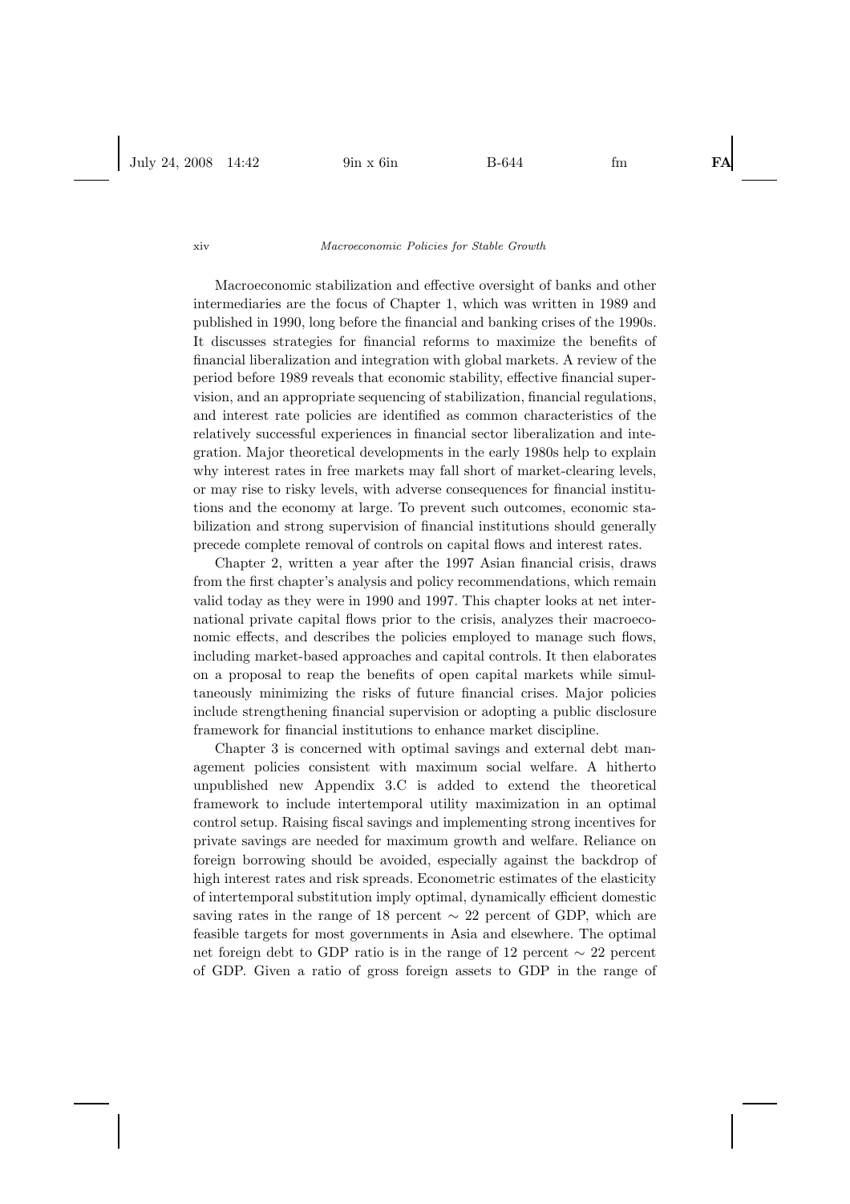Macroeconomic stabilization and effective oversight of banks and other intermediaries are the focus of Chapter 1, which was written in 1989 and published in 1990, long before the financial and banking crises of the 1990s. It discusses strategies for financial reforms to maximize the benefits of financial liberalization and integration with global markets. A review of the period before 1989 reveals that economic stability, effective financial supervision, and an appropriate sequencing of stabilization, financial regulations, and interest rate policies are identified as common characteristics of the relatively successful experiences in financial sector liberalization and integration. Major theoretical developments in the early 1980s help to explain why interest rates in free markets may fall short of market-clearing levels, or may rise to risky levels, with adverse consequences for financial institutions and the economy at large. To prevent such outcomes, economic stabilization and strong supervision of financial institutions should generally precede complete removal of controls on capital flows and interest rates.

Chapter 2, written a year after the 1997 Asian financial crisis, draws from the first chapter's analysis and policy recommendations, which remain valid today as they were in 1990 and 1997. This chapter looks at net international private capital flows prior to the crisis, analyzes their macroeconomic effects, and describes the policies employed to manage such flows, including market-based approaches and capital controls. It then elaborates on a proposal to reap the benefits of open capital markets while simultaneously minimizing the risks of future financial crises. Major policies include strengthening financial supervision or adopting a public disclosure framework for financial institutions to enhance market discipline.

Chapter 3 is concerned with optimal savings and external debt management policies consistent with maximum social welfare. A hitherto unpublished new Appendix 3.C is added to extend the theoretical framework to include intertemporal utility maximization in an optimal control setup. Raising fiscal savings and implementing strong incentives for private savings are needed for maximum growth and welfare. Reliance on foreign borrowing should be avoided, especially against the backdrop of high interest rates and risk spreads. Econometric estimates of the elasticity of intertemporal substitution imply optimal, dynamically efficient domestic saving rates in the range of 18 percent $\sim$ 22 percent of GDP, which are feasible targets for most governments in Asia and elsewhere. The optimal net foreign debt to GDP ratio is in the range of 12 percent $\sim$ 22 percent of GDP. Given a ratio of gross foreign assets to GDP in the range of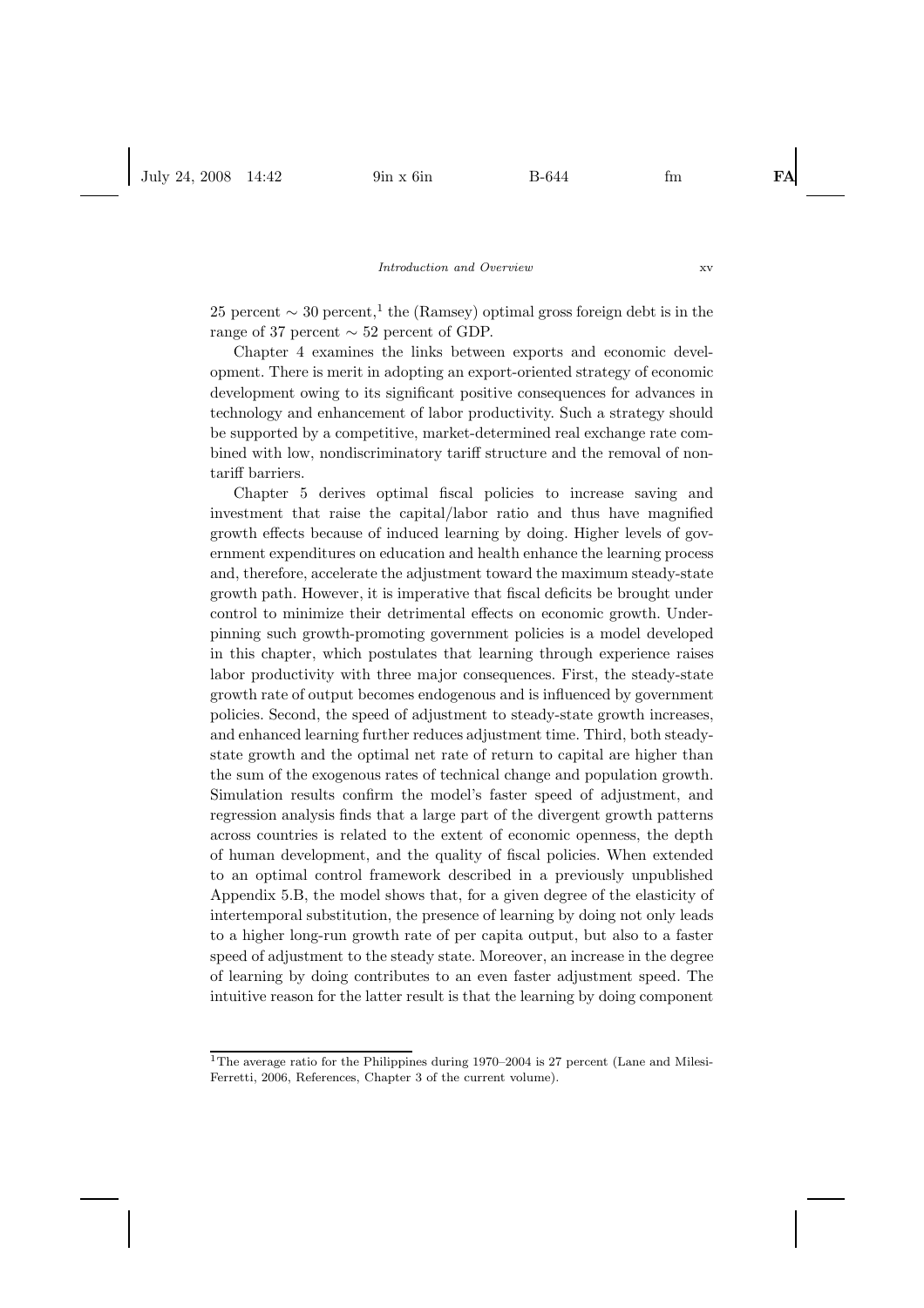25 percent $\sim$ 30 percent,[1] the (Ramsey) optimal gross foreign debt is in the range of 37 percent $\sim$ 52 percent of GDP.

Chapter 4 examines the links between exports and economic development. There is merit in adopting an export-oriented strategy of economic development owing to its significant positive consequences for advances in technology and enhancement of labor productivity. Such a strategy should be supported by a competitive, market-determined real exchange rate combined with low, nondiscriminatory tariff structure and the removal of nontariff barriers.

Chapter 5 derives optimal fiscal policies to increase saving and investment that raise the capital/labor ratio and thus have magnified growth effects because of induced learning by doing. Higher levels of government expenditures on education and health enhance the learning process and, therefore, accelerate the adjustment toward the maximum steady-state growth path. However, it is imperative that fiscal deficits be brought under control to minimize their detrimental effects on economic growth. Underpinning such growth-promoting government policies is a model developed in this chapter, which postulates that learning through experience raises labor productivity with three major consequences. First, the steady-state growth rate of output becomes endogenous and is influenced by government policies. Second, the speed of adjustment to steady-state growth increases, and enhanced learning further reduces adjustment time. Third, both steady-state growth and the optimal net rate of return to capital are higher than the sum of the exogenous rates of technical change and population growth. Simulation results confirm the model's faster speed of adjustment, and regression analysis finds that a large part of the divergent growth patterns across countries is related to the extent of economic openness, the depth of human development, and the quality of fiscal policies. When extended to an optimal control framework described in a previously unpublished Appendix 5.B, the model shows that, for a given degree of the elasticity of intertemporal substitution, the presence of learning by doing not only leads to a higher long-run growth rate of per capita output, but also to a faster speed of adjustment to the steady state. Moreover, an increase in the degree of learning by doing contributes to an even faster adjustment speed. The intuitive reason for the latter result is that the learning by doing component

[1] The average ratio for the Philippines during 1970–2004 is 27 percent (Lane and Milesi-Ferretti, 2006, References, Chapter 3 of the current volume).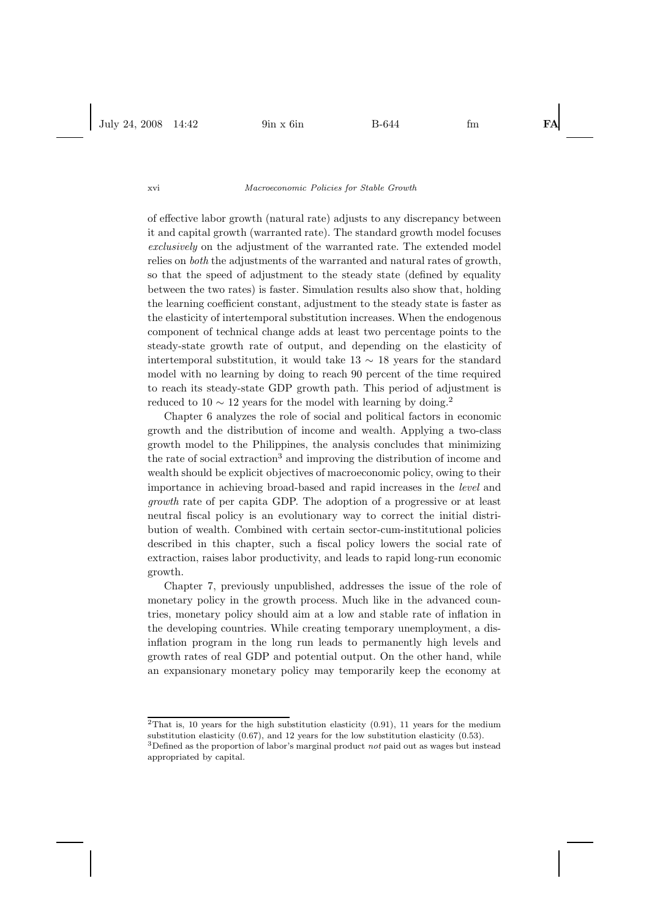of effective labor growth (natural rate) adjusts to any discrepancy between it and capital growth (warranted rate). The standard growth model focuses *exclusively* on the adjustment of the warranted rate. The extended model relies on *both* the adjustments of the warranted and natural rates of growth, so that the speed of adjustment to the steady state (defined by equality between the two rates) is faster. Simulation results also show that, holding the learning coefficient constant, adjustment to the steady state is faster as the elasticity of intertemporal substitution increases. When the endogenous component of technical change adds at least two percentage points to the steady-state growth rate of output, and depending on the elasticity of intertemporal substitution, it would take $13 \sim 18$ years for the standard model with no learning by doing to reach 90 percent of the time required to reach its steady-state GDP growth path. This period of adjustment is reduced to $10 \sim 12$ years for the model with learning by doing.[2]

Chapter 6 analyzes the role of social and political factors in economic growth and the distribution of income and wealth. Applying a two-class growth model to the Philippines, the analysis concludes that minimizing the rate of social extraction[3] and improving the distribution of income and wealth should be explicit objectives of macroeconomic policy, owing to their importance in achieving broad-based and rapid increases in the *level* and *growth* rate of per capita GDP. The adoption of a progressive or at least neutral fiscal policy is an evolutionary way to correct the initial distribution of wealth. Combined with certain sector-cum-institutional policies described in this chapter, such a fiscal policy lowers the social rate of extraction, raises labor productivity, and leads to rapid long-run economic growth.

Chapter 7, previously unpublished, addresses the issue of the role of monetary policy in the growth process. Much like in the advanced countries, monetary policy should aim at a low and stable rate of inflation in the developing countries. While creating temporary unemployment, a disinflation program in the long run leads to permanently high levels and growth rates of real GDP and potential output. On the other hand, while an expansionary monetary policy may temporarily keep the economy at

---

[2] That is, 10 years for the high substitution elasticity (0.91), 11 years for the medium substitution elasticity (0.67), and 12 years for the low substitution elasticity (0.53).

[3] Defined as the proportion of labor's marginal product *not* paid out as wages but instead appropriated by capital.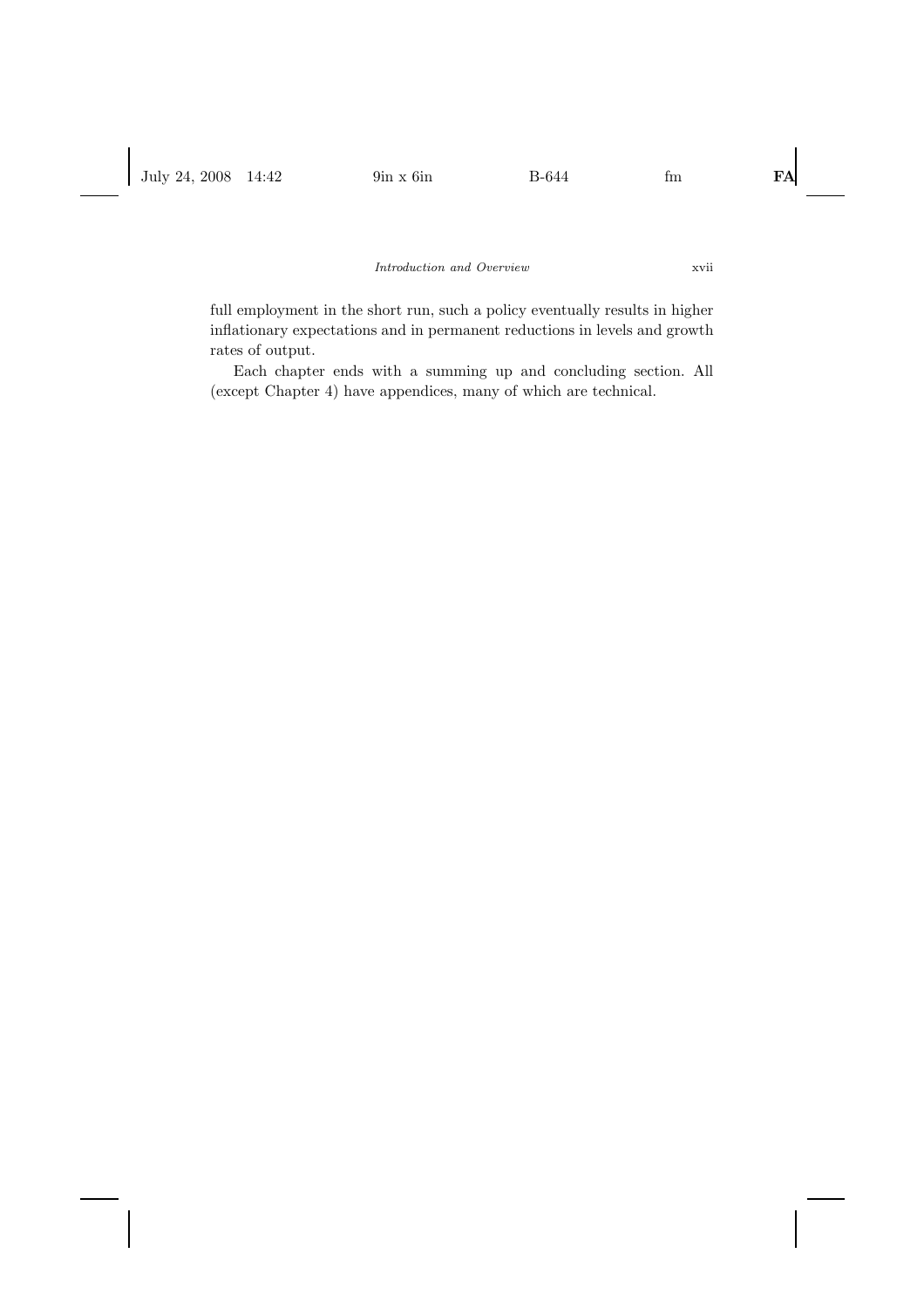full employment in the short run, such a policy eventually results in higher inflationary expectations and in permanent reductions in levels and growth rates of output.

Each chapter ends with a summing up and concluding section. All (except Chapter 4) have appendices, many of which are technical.